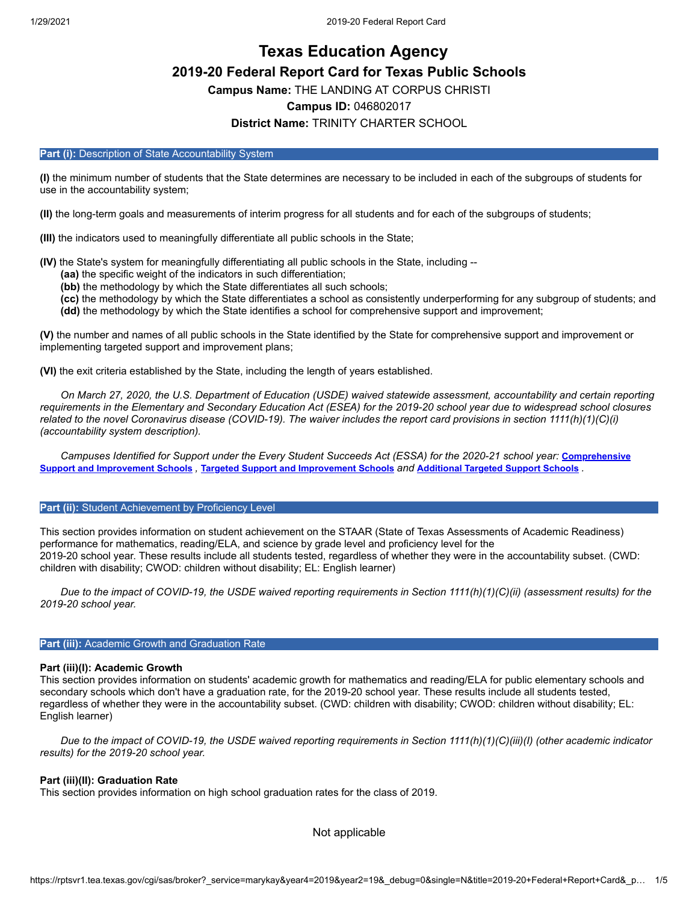# Texas Education Agency

## 2019-20 Federal Report Card for Texas Public Schools

**Campus Name:** THE LANDING AT CORPUS CHRISTI

**Campus ID:** 046802017

**District Name:** TRINITY CHARTER SCHOOL

### Part (i): Description of State Accountability System

**(I)** the minimum number of students that the State determines are necessary to be included in each of the subgroups of students for use in the accountability system;

**(II)** the long-term goals and measurements of interim progress for all students and for each of the subgroups of students;

**(III)** the indicators used to meaningfully differentiate all public schools in the State;

**(IV)** the State's system for meaningfully differentiating all public schools in the State, including --

- **(aa)** the specific weight of the indicators in such differentiation;
- **(bb)** the methodology by which the State differentiates all such schools;
- **(cc)** the methodology by which the State differentiates a school as consistently underperforming for any subgroup of students; and
- **(dd)** the methodology by which the State identifies a school for comprehensive support and improvement;

**(V)** the number and names of all public schools in the State identified by the State for comprehensive support and improvement or implementing targeted support and improvement plans;

**(VI)** the exit criteria established by the State, including the length of years established.

*On March 27, 2020, the U.S. Department of Education (USDE) waived statewide assessment, accountability and certain reporting requirements in the Elementary and Secondary Education Act (ESEA) for the 2019-20 school year due to widespread school closures related to the novel Coronavirus disease (COVID-19). The waiver includes the report card provisions in section 1111(h)(1)(C)(i) (accountability system description).*

*Campuses Identified for Support under the Every Student Succeeds Act (ESSA) for the 2020-21 school year:* **Comprehensive Support and Improvement Schools** , **Targeted Support and Improvement Schools** *and* **Additional Targeted Support Schools** .

### Part (ii): Student Achievement by Proficiency Level

This section provides information on student achievement on the STAAR (State of Texas Assessments of Academic Readiness) performance for mathematics, reading/ELA, and science by grade level and proficiency level for the 2019-20 school year. These results include all students tested, regardless of whether they were in the accountability subset. (CWD: children with disability; CWOD: children without disability; EL: English learner)

*Due to the impact of COVID-19, the USDE waived reporting requirements in Section 1111(h)(1)(C)(ii) (assessment results) for the 2019-20 school year.*

### Part (iii): Academic Growth and Graduation Rate

#### Part (iii)(I): Academic Growth

This section provides information on students' academic growth for mathematics and reading/ELA for public elementary schools and secondary schools which don't have a graduation rate, for the 2019-20 school year. These results include all students tested, regardless of whether they were in the accountability subset. (CWD: children with disability; CWOD: children without disability; EL: English learner)

*Due to the impact of COVID-19, the USDE waived reporting requirements in Section 1111(h)(1)(C)(iii)(I) (other academic indicator results) for the 2019-20 school year.*

#### Part (iii)(II): Graduation Rate

This section provides information on high school graduation rates for the class of 2019.

Not applicable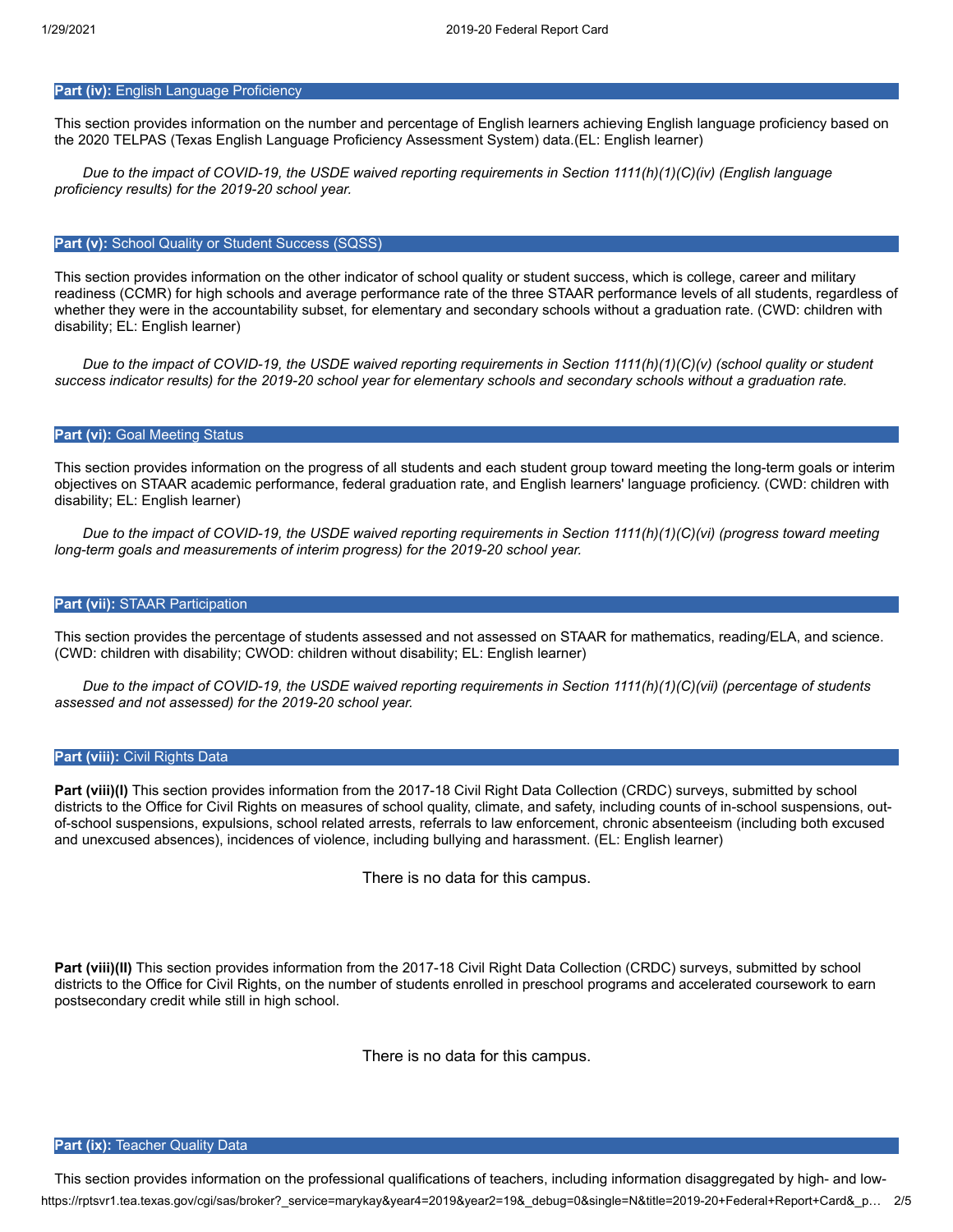## **Part (iv):** English Language Proficiency

This section provides information on the number and percentage of English learners achieving English language proficiency based on the 2020 TELPAS (Texas English Language Proficiency Assessment System) data.(EL: English learner)

*Due to the impact of COVID-19, the USDE waived reporting requirements in Section 1111(h)(1)(C)(iv) (English language proficiency results) for the 2019-20 school year.*

## **Part (v):** School Quality or Student Success (SQSS)

This section provides information on the other indicator of school quality or student success, which is college, career and military readiness (CCMR) for high schools and average performance rate of the three STAAR performance levels of all students, regardless of whether they were in the accountability subset, for elementary and secondary schools without a graduation rate. (CWD: children with disability; EL: English learner)

*Due to the impact of COVID-19, the USDE waived reporting requirements in Section 1111(h)(1)(C)(v) (school quality or student success indicator results) for the 2019-20 school year for elementary schools and secondary schools without a graduation rate.*

## **Part (vi):** Goal Meeting Status

This section provides information on the progress of all students and each student group toward meeting the long-term goals or interim objectives on STAAR academic performance, federal graduation rate, and English learners' language proficiency. (CWD: children with disability; EL: English learner)

*Due to the impact of COVID-19, the USDE waived reporting requirements in Section 1111(h)(1)(C)(vi) (progress toward meeting long-term goals and measurements of interim progress) for the 2019-20 school year.*

## **Part (vii):** STAAR Participation

This section provides the percentage of students assessed and not assessed on STAAR for mathematics, reading/ELA, and science. (CWD: children with disability; CWOD: children without disability; EL: English learner)

*Due to the impact of COVID-19, the USDE waived reporting requirements in Section 1111(h)(1)(C)(vii) (percentage of students assessed and not assessed) for the 2019-20 school year.*

## **Part (viii):** Civil Rights Data

**Part (viii)(I)** This section provides information from the 2017-18 Civil Right Data Collection (CRDC) surveys, submitted by school districts to the Office for Civil Rights on measures of school quality, climate, and safety, including counts of in-school suspensions, out-of-school suspensions, expulsions, school related arrests, referrals to law enforcement, chronic absenteeism (including both excused and unexcused absences), incidences of violence, including bullying and harassment. (EL: English learner)

There is no data for this campus.

**Part (viii)(II)** This section provides information from the 2017-18 Civil Right Data Collection (CRDC) surveys, submitted by school districts to the Office for Civil Rights, on the number of students enrolled in preschool programs and accelerated coursework to earn postsecondary credit while still in high school.

There is no data for this campus.

## **Part (ix):** Teacher Quality Data

This section provides information on the professional qualifications of teachers, including information disaggregated by high- and low-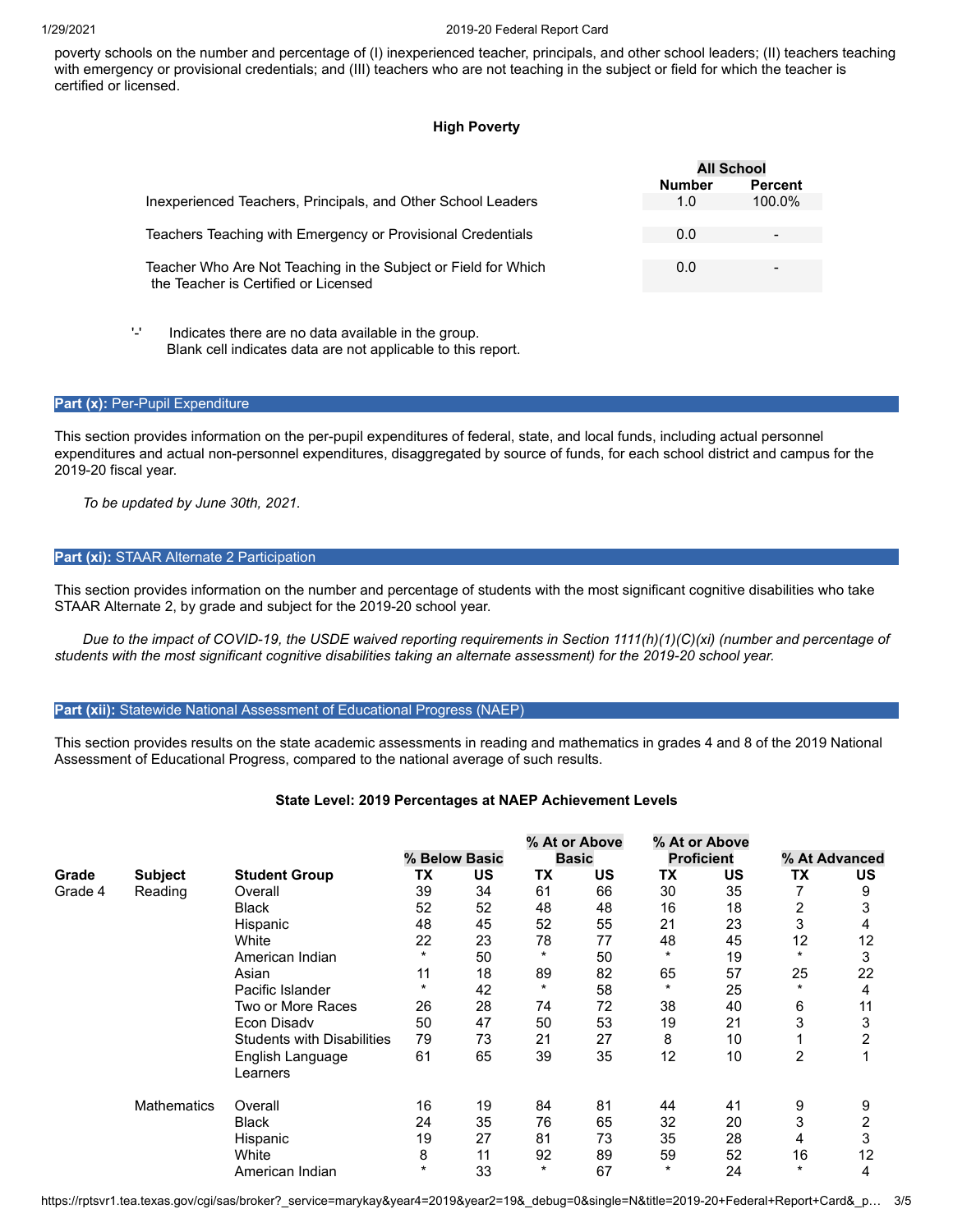poverty schools on the number and percentage of (I) inexperienced teacher, principals, and other school leaders; (II) teachers teaching with emergency or provisional credentials; and (III) teachers who are not teaching in the subject or field for which the teacher is certified or licensed.

**High Poverty**

| | All School | |
|---|---|---|
| | **Number** | **Percent** |
| Inexperienced Teachers, Principals, and Other School Leaders | 1.0 | 100.0% |
| Teachers Teaching with Emergency or Provisional Credentials | 0.0 | - |
| Teacher Who Are Not Teaching in the Subject or Field for Which the Teacher is Certified or Licensed | 0.0 | - |

'-' Indicates there are no data available in the group.
Blank cell indicates data are not applicable to this report.

## Part (x): Per-Pupil Expenditure

This section provides information on the per-pupil expenditures of federal, state, and local funds, including actual personnel expenditures and actual non-personnel expenditures, disaggregated by source of funds, for each school district and campus for the 2019-20 fiscal year.

*To be updated by June 30th, 2021.*

## Part (xi): STAAR Alternate 2 Participation

This section provides information on the number and percentage of students with the most significant cognitive disabilities who take STAAR Alternate 2, by grade and subject for the 2019-20 school year.

*Due to the impact of COVID-19, the USDE waived reporting requirements in Section 1111(h)(1)(C)(xi) (number and percentage of students with the most significant cognitive disabilities taking an alternate assessment) for the 2019-20 school year.*

## Part (xii): Statewide National Assessment of Educational Progress (NAEP)

This section provides results on the state academic assessments in reading and mathematics in grades 4 and 8 of the 2019 National Assessment of Educational Progress, compared to the national average of such results.

**State Level: 2019 Percentages at NAEP Achievement Levels**

| | | | % Below Basic | | % At or Above Basic | | % At or Above Proficient | | % At Advanced | |
|---|---|---|---|---|---|---|---|---|---|---|
| **Grade** | **Subject** | **Student Group** | **TX** | **US** | **TX** | **US** | **TX** | **US** | **TX** | **US** |
| Grade 4 | Reading | Overall | 39 | 34 | 61 | 66 | 30 | 35 | 7 | 9 |
| | | Black | 52 | 52 | 48 | 48 | 16 | 18 | 2 | 3 |
| | | Hispanic | 48 | 45 | 52 | 55 | 21 | 23 | 3 | 4 |
| | | White | 22 | 23 | 78 | 77 | 48 | 45 | 12 | 12 |
| | | American Indian | * | 50 | * | 50 | * | 19 | * | 3 |
| | | Asian | 11 | 18 | 89 | 82 | 65 | 57 | 25 | 22 |
| | | Pacific Islander | * | 42 | * | 58 | * | 25 | * | 4 |
| | | Two or More Races | 26 | 28 | 74 | 72 | 38 | 40 | 6 | 11 |
| | | Econ Disadv | 50 | 47 | 50 | 53 | 19 | 21 | 3 | 3 |
| | | Students with Disabilities | 79 | 73 | 21 | 27 | 8 | 10 | 1 | 2 |
| | | English Language Learners | 61 | 65 | 39 | 35 | 12 | 10 | 2 | 1 |
| | Mathematics | Overall | 16 | 19 | 84 | 81 | 44 | 41 | 9 | 9 |
| | | Black | 24 | 35 | 76 | 65 | 32 | 20 | 3 | 2 |
| | | Hispanic | 19 | 27 | 81 | 73 | 35 | 28 | 4 | 3 |
| | | White | 8 | 11 | 92 | 89 | 59 | 52 | 16 | 12 |
| | | American Indian | * | 33 | * | 67 | * | 24 | * | 4 |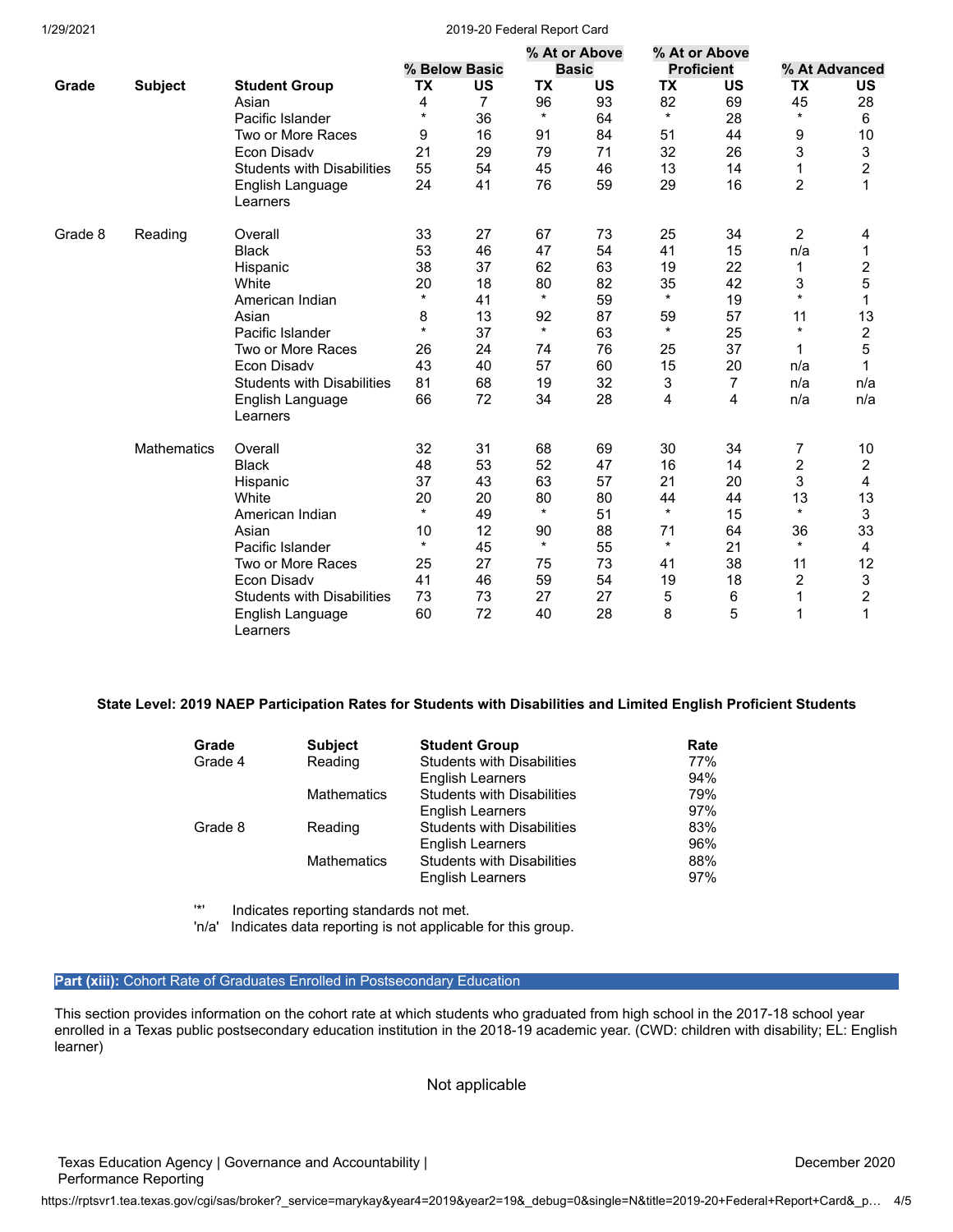| Grade | Subject | Student Group | % Below Basic | | % At or Above Basic | | % At or Above Proficient | | % At Advanced | |
|---|---|---|---|---|---|---|---|---|---|---|
| | | | TX | US | TX | US | TX | US | TX | US |
| | | Asian | 4 | 7 | 96 | 93 | 82 | 69 | 45 | 28 |
| | | Pacific Islander | * | 36 | * | 64 | * | 28 | * | 6 |
| | | Two or More Races | 9 | 16 | 91 | 84 | 51 | 44 | 9 | 10 |
| | | Econ Disadv | 21 | 29 | 79 | 71 | 32 | 26 | 3 | 3 |
| | | Students with Disabilities | 55 | 54 | 45 | 46 | 13 | 14 | 1 | 2 |
| | | English Language Learners | 24 | 41 | 76 | 59 | 29 | 16 | 2 | 1 |
| Grade 8 | Reading | Overall | 33 | 27 | 67 | 73 | 25 | 34 | 2 | 4 |
| | | Black | 53 | 46 | 47 | 54 | 41 | 15 | n/a | 1 |
| | | Hispanic | 38 | 37 | 62 | 63 | 19 | 22 | 1 | 2 |
| | | White | 20 | 18 | 80 | 82 | 35 | 42 | 3 | 5 |
| | | American Indian | * | 41 | * | 59 | * | 19 | * | 1 |
| | | Asian | 8 | 13 | 92 | 87 | 59 | 57 | 11 | 13 |
| | | Pacific Islander | * | 37 | * | 63 | * | 25 | * | 2 |
| | | Two or More Races | 26 | 24 | 74 | 76 | 25 | 37 | 1 | 5 |
| | | Econ Disadv | 43 | 40 | 57 | 60 | 15 | 20 | n/a | 1 |
| | | Students with Disabilities | 81 | 68 | 19 | 32 | 3 | 7 | n/a | n/a |
| | | English Language Learners | 66 | 72 | 34 | 28 | 4 | 4 | n/a | n/a |
| | Mathematics | Overall | 32 | 31 | 68 | 69 | 30 | 34 | 7 | 10 |
| | | Black | 48 | 53 | 52 | 47 | 16 | 14 | 2 | 2 |
| | | Hispanic | 37 | 43 | 63 | 57 | 21 | 20 | 3 | 4 |
| | | White | 20 | 20 | 80 | 80 | 44 | 44 | 13 | 13 |
| | | American Indian | * | 49 | * | 51 | * | 15 | * | 3 |
| | | Asian | 10 | 12 | 90 | 88 | 71 | 64 | 36 | 33 |
| | | Pacific Islander | * | 45 | * | 55 | * | 21 | * | 4 |
| | | Two or More Races | 25 | 27 | 75 | 73 | 41 | 38 | 11 | 12 |
| | | Econ Disadv | 41 | 46 | 59 | 54 | 19 | 18 | 2 | 3 |
| | | Students with Disabilities | 73 | 73 | 27 | 27 | 5 | 6 | 1 | 2 |
| | | English Language Learners | 60 | 72 | 40 | 28 | 8 | 5 | 1 | 1 |

**State Level: 2019 NAEP Participation Rates for Students with Disabilities and Limited English Proficient Students**

| Grade | Subject | Student Group | Rate |
|---|---|---|---|
| Grade 4 | Reading | Students with Disabilities | 77% |
| | | English Learners | 94% |
| | Mathematics | Students with Disabilities | 79% |
| | | English Learners | 97% |
| Grade 8 | Reading | Students with Disabilities | 83% |
| | | English Learners | 96% |
| | Mathematics | Students with Disabilities | 88% |
| | | English Learners | 97% |

'*' Indicates reporting standards not met.
'n/a' Indicates data reporting is not applicable for this group.

## Part (xiii): Cohort Rate of Graduates Enrolled in Postsecondary Education

This section provides information on the cohort rate at which students who graduated from high school in the 2017-18 school year enrolled in a Texas public postsecondary education institution in the 2018-19 academic year. (CWD: children with disability; EL: English learner)

Not applicable